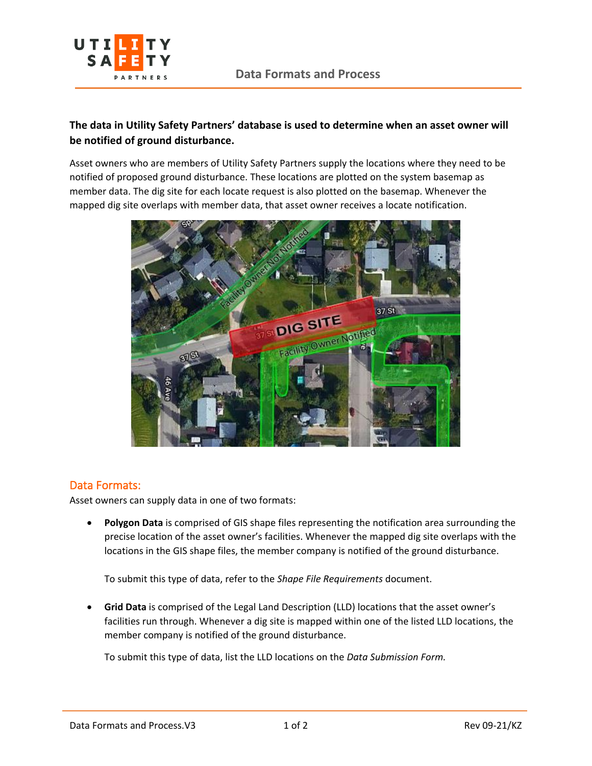**The data in Utility Safety Partners' database is used to determine when an asset owner will be notified of ground disturbance.**

Asset owners who are members of Utility Safety Partners supply the locations where they need to be notified of proposed ground disturbance. These locations are plotted on the system basemap as member data. The dig site for each locate request is also plotted on the basemap. Whenever the mapped dig site overlaps with member data, that asset owner receives a locate notification.

## Data Formats:

Asset owners can supply data in one of two formats:

- **Polygon Data** is comprised of GIS shape files representing the notification area surrounding the precise location of the asset owner's facilities. Whenever the mapped dig site overlaps with the locations in the GIS shape files, the member company is notified of the ground disturbance.

  To submit this type of data, refer to the *Shape File Requirements* document.

- **Grid Data** is comprised of the Legal Land Description (LLD) locations that the asset owner's facilities run through. Whenever a dig site is mapped within one of the listed LLD locations, the member company is notified of the ground disturbance.

  To submit this type of data, list the LLD locations on the *Data Submission Form.*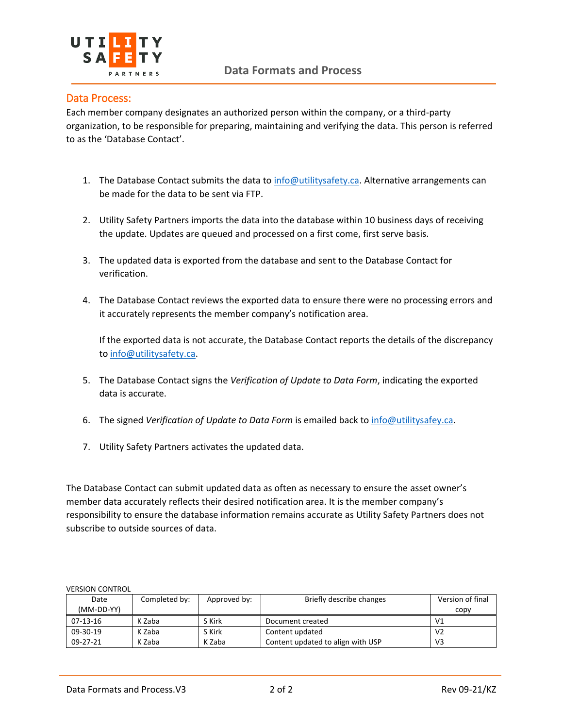## Data Process:

Each member company designates an authorized person within the company, or a third-party organization, to be responsible for preparing, maintaining and verifying the data. This person is referred to as the 'Database Contact'.

1. The Database Contact submits the data to info@utilitysafety.ca. Alternative arrangements can be made for the data to be sent via FTP.

2. Utility Safety Partners imports the data into the database within 10 business days of receiving the update. Updates are queued and processed on a first come, first serve basis.

3. The updated data is exported from the database and sent to the Database Contact for verification.

4. The Database Contact reviews the exported data to ensure there were no processing errors and it accurately represents the member company's notification area.

   If the exported data is not accurate, the Database Contact reports the details of the discrepancy to info@utilitysafety.ca.

5. The Database Contact signs the *Verification of Update to Data Form*, indicating the exported data is accurate.

6. The signed *Verification of Update to Data Form* is emailed back to info@utilitysafey.ca.

7. Utility Safety Partners activates the updated data.

The Database Contact can submit updated data as often as necessary to ensure the asset owner's member data accurately reflects their desired notification area. It is the member company's responsibility to ensure the database information remains accurate as Utility Safety Partners does not subscribe to outside sources of data.

VERSION CONTROL

| Date (MM-DD-YY) | Completed by: | Approved by: | Briefly describe changes | Version of final copy |
|---|---|---|---|---|
| 07-13-16 | K Zaba | S Kirk | Document created | V1 |
| 09-30-19 | K Zaba | S Kirk | Content updated | V2 |
| 09-27-21 | K Zaba | K Zaba | Content updated to align with USP | V3 |